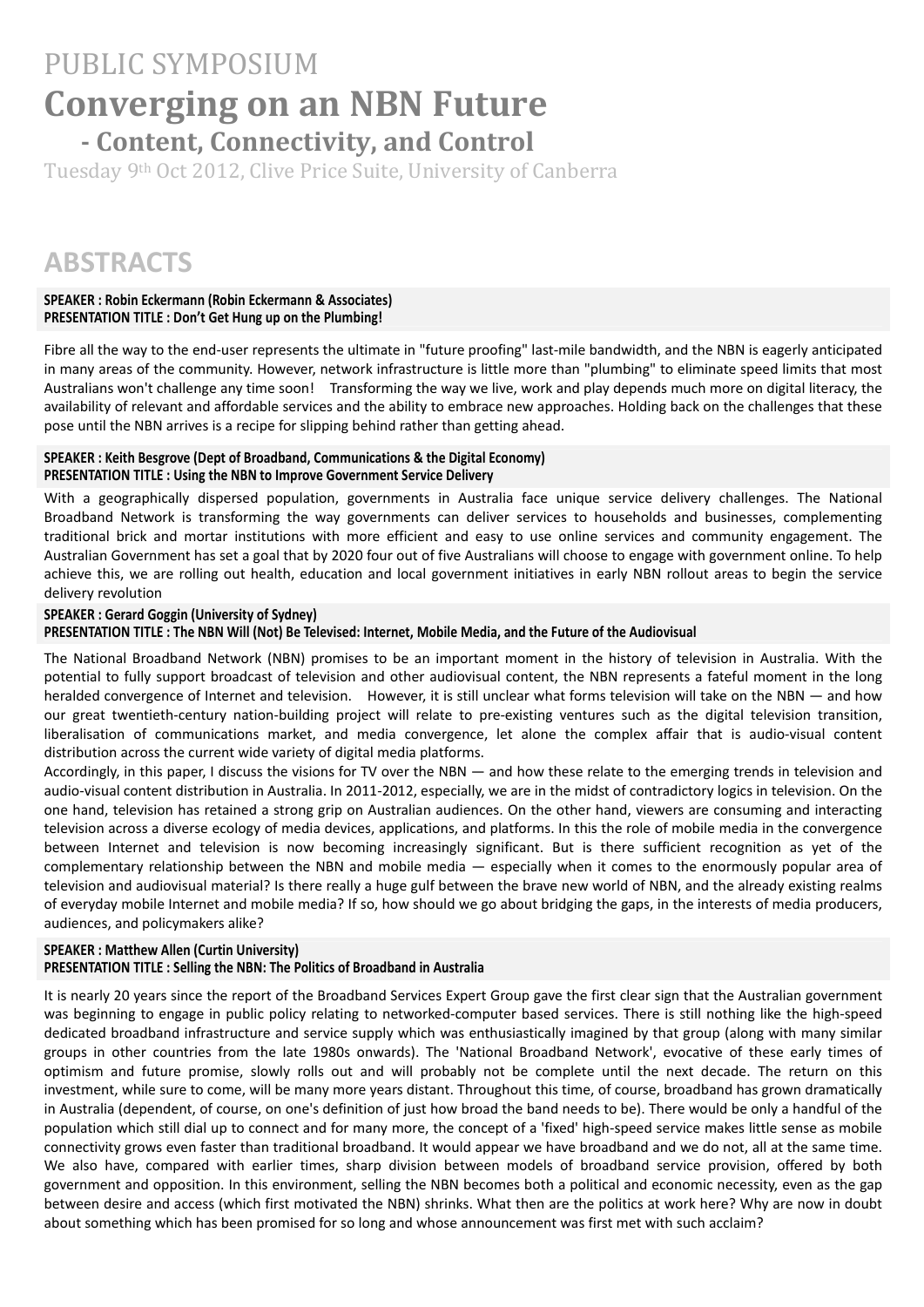# PUBLIC SYMPOSIUM

# Converging on an NBN Future

## - Content, Connectivity, and Control

Tuesday 9th Oct 2012, Clive Price Suite, University of Canberra

## ABSTRACTS

**SPEAKER : Robin Eckermann (Robin Eckermann & Associates)**
**PRESENTATION TITLE : Don't Get Hung up on the Plumbing!**

Fibre all the way to the end-user represents the ultimate in "future proofing" last-mile bandwidth, and the NBN is eagerly anticipated in many areas of the community. However, network infrastructure is little more than "plumbing" to eliminate speed limits that most Australians won't challenge any time soon! Transforming the way we live, work and play depends much more on digital literacy, the availability of relevant and affordable services and the ability to embrace new approaches. Holding back on the challenges that these pose until the NBN arrives is a recipe for slipping behind rather than getting ahead.

**SPEAKER : Keith Besgrove (Dept of Broadband, Communications & the Digital Economy)**
**PRESENTATION TITLE : Using the NBN to Improve Government Service Delivery**

With a geographically dispersed population, governments in Australia face unique service delivery challenges. The National Broadband Network is transforming the way governments can deliver services to households and businesses, complementing traditional brick and mortar institutions with more efficient and easy to use online services and community engagement. The Australian Government has set a goal that by 2020 four out of five Australians will choose to engage with government online. To help achieve this, we are rolling out health, education and local government initiatives in early NBN rollout areas to begin the service delivery revolution

**SPEAKER : Gerard Goggin (University of Sydney)**
**PRESENTATION TITLE : The NBN Will (Not) Be Televised: Internet, Mobile Media, and the Future of the Audiovisual**

The National Broadband Network (NBN) promises to be an important moment in the history of television in Australia. With the potential to fully support broadcast of television and other audiovisual content, the NBN represents a fateful moment in the long heralded convergence of Internet and television. However, it is still unclear what forms television will take on the NBN — and how our great twentieth-century nation-building project will relate to pre-existing ventures such as the digital television transition, liberalisation of communications market, and media convergence, let alone the complex affair that is audio-visual content distribution across the current wide variety of digital media platforms.

Accordingly, in this paper, I discuss the visions for TV over the NBN — and how these relate to the emerging trends in television and audio-visual content distribution in Australia. In 2011-2012, especially, we are in the midst of contradictory logics in television. On the one hand, television has retained a strong grip on Australian audiences. On the other hand, viewers are consuming and interacting television across a diverse ecology of media devices, applications, and platforms. In this the role of mobile media in the convergence between Internet and television is now becoming increasingly significant. But is there sufficient recognition as yet of the complementary relationship between the NBN and mobile media — especially when it comes to the enormously popular area of television and audiovisual material? Is there really a huge gulf between the brave new world of NBN, and the already existing realms of everyday mobile Internet and mobile media? If so, how should we go about bridging the gaps, in the interests of media producers, audiences, and policymakers alike?

**SPEAKER : Matthew Allen (Curtin University)**
**PRESENTATION TITLE : Selling the NBN: The Politics of Broadband in Australia**

It is nearly 20 years since the report of the Broadband Services Expert Group gave the first clear sign that the Australian government was beginning to engage in public policy relating to networked-computer based services. There is still nothing like the high-speed dedicated broadband infrastructure and service supply which was enthusiastically imagined by that group (along with many similar groups in other countries from the late 1980s onwards). The 'National Broadband Network', evocative of these early times of optimism and future promise, slowly rolls out and will probably not be complete until the next decade. The return on this investment, while sure to come, will be many more years distant. Throughout this time, of course, broadband has grown dramatically in Australia (dependent, of course, on one's definition of just how broad the band needs to be). There would be only a handful of the population which still dial up to connect and for many more, the concept of a 'fixed' high-speed service makes little sense as mobile connectivity grows even faster than traditional broadband. It would appear we have broadband and we do not, all at the same time. We also have, compared with earlier times, sharp division between models of broadband service provision, offered by both government and opposition. In this environment, selling the NBN becomes both a political and economic necessity, even as the gap between desire and access (which first motivated the NBN) shrinks. What then are the politics at work here? Why are now in doubt about something which has been promised for so long and whose announcement was first met with such acclaim?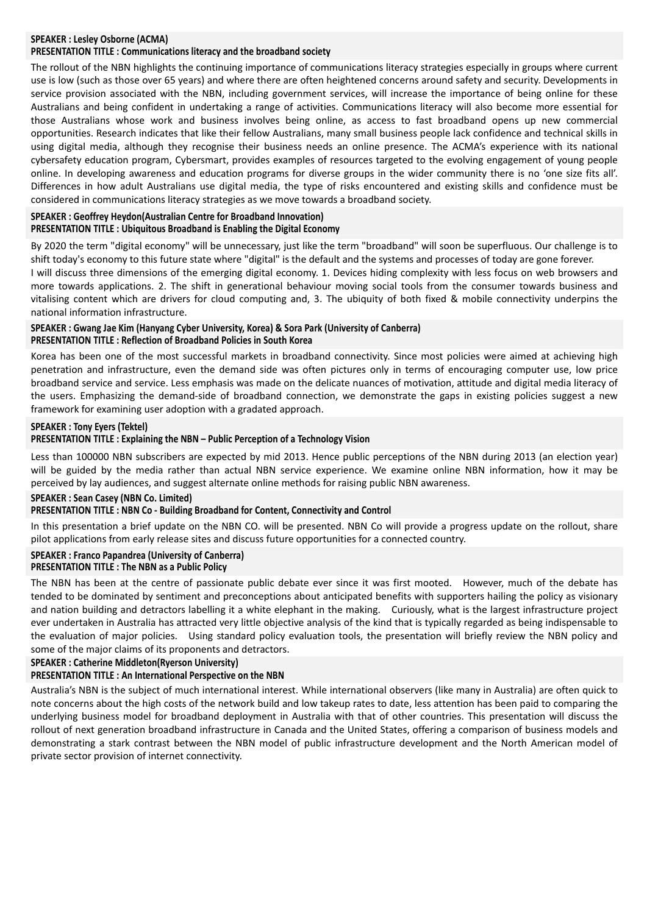**SPEAKER : Lesley Osborne (ACMA)**
**PRESENTATION TITLE : Communications literacy and the broadband society**

The rollout of the NBN highlights the continuing importance of communications literacy strategies especially in groups where current use is low (such as those over 65 years) and where there are often heightened concerns around safety and security. Developments in service provision associated with the NBN, including government services, will increase the importance of being online for these Australians and being confident in undertaking a range of activities. Communications literacy will also become more essential for those Australians whose work and business involves being online, as access to fast broadband opens up new commercial opportunities. Research indicates that like their fellow Australians, many small business people lack confidence and technical skills in using digital media, although they recognise their business needs an online presence. The ACMA's experience with its national cybersafety education program, Cybersmart, provides examples of resources targeted to the evolving engagement of young people online. In developing awareness and education programs for diverse groups in the wider community there is no 'one size fits all'. Differences in how adult Australians use digital media, the type of risks encountered and existing skills and confidence must be considered in communications literacy strategies as we move towards a broadband society.

**SPEAKER : Geoffrey Heydon(Australian Centre for Broadband Innovation)**
**PRESENTATION TITLE : Ubiquitous Broadband is Enabling the Digital Economy**

By 2020 the term "digital economy" will be unnecessary, just like the term "broadband" will soon be superfluous. Our challenge is to shift today's economy to this future state where "digital" is the default and the systems and processes of today are gone forever.
I will discuss three dimensions of the emerging digital economy. 1. Devices hiding complexity with less focus on web browsers and more towards applications. 2. The shift in generational behaviour moving social tools from the consumer towards business and vitalising content which are drivers for cloud computing and, 3. The ubiquity of both fixed & mobile connectivity underpins the national information infrastructure.

**SPEAKER : Gwang Jae Kim (Hanyang Cyber University, Korea) & Sora Park (University of Canberra)**
**PRESENTATION TITLE : Reflection of Broadband Policies in South Korea**

Korea has been one of the most successful markets in broadband connectivity. Since most policies were aimed at achieving high penetration and infrastructure, even the demand side was often pictures only in terms of encouraging computer use, low price broadband service and service. Less emphasis was made on the delicate nuances of motivation, attitude and digital media literacy of the users. Emphasizing the demand-side of broadband connection, we demonstrate the gaps in existing policies suggest a new framework for examining user adoption with a gradated approach.

**SPEAKER : Tony Eyers (Tektel)**
**PRESENTATION TITLE : Explaining the NBN – Public Perception of a Technology Vision**

Less than 100000 NBN subscribers are expected by mid 2013. Hence public perceptions of the NBN during 2013 (an election year) will be guided by the media rather than actual NBN service experience. We examine online NBN information, how it may be perceived by lay audiences, and suggest alternate online methods for raising public NBN awareness.

**SPEAKER : Sean Casey (NBN Co. Limited)**
**PRESENTATION TITLE : NBN Co - Building Broadband for Content, Connectivity and Control**

In this presentation a brief update on the NBN CO. will be presented. NBN Co will provide a progress update on the rollout, share pilot applications from early release sites and discuss future opportunities for a connected country.

**SPEAKER : Franco Papandrea (University of Canberra)**
**PRESENTATION TITLE : The NBN as a Public Policy**

The NBN has been at the centre of passionate public debate ever since it was first mooted. However, much of the debate has tended to be dominated by sentiment and preconceptions about anticipated benefits with supporters hailing the policy as visionary and nation building and detractors labelling it a white elephant in the making. Curiously, what is the largest infrastructure project ever undertaken in Australia has attracted very little objective analysis of the kind that is typically regarded as being indispensable to the evaluation of major policies. Using standard policy evaluation tools, the presentation will briefly review the NBN policy and some of the major claims of its proponents and detractors.

**SPEAKER : Catherine Middleton(Ryerson University)**
**PRESENTATION TITLE : An International Perspective on the NBN**

Australia's NBN is the subject of much international interest. While international observers (like many in Australia) are often quick to note concerns about the high costs of the network build and low takeup rates to date, less attention has been paid to comparing the underlying business model for broadband deployment in Australia with that of other countries. This presentation will discuss the rollout of next generation broadband infrastructure in Canada and the United States, offering a comparison of business models and demonstrating a stark contrast between the NBN model of public infrastructure development and the North American model of private sector provision of internet connectivity.